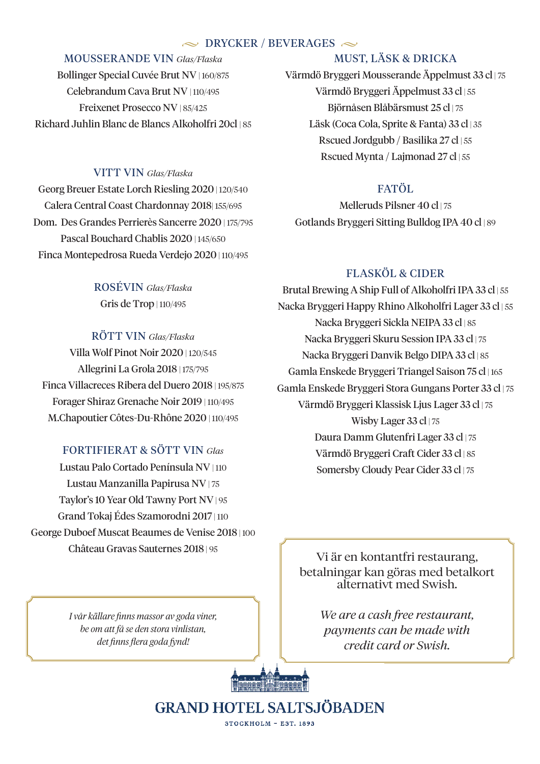# DRYCKER / BEVERAGES

## MOUSSERANDE VIN *Glas/Flaska*

Bollinger Special Cuvée Brut NV | 160/875

Celebrandum Cava Brut NV | 110/495

Freixenet Prosecco NV | 85/425

Richard Juhlin Blanc de Blancs Alkoholfri 20cl | 85

## VITT VIN *Glas/Flaska*

Georg Breuer Estate Lorch Riesling 2020 | 120/540

Calera Central Coast Chardonnay 2018| 155/695

Dom. Des Grandes Perrierès Sancerre 2020 | 175/795

Pascal Bouchard Chablis 2020 | 145/650

Finca Montepedrosa Rueda Verdejo 2020 | 110/495

## ROSÉVIN *Glas/Flaska*

Gris de Trop | 110/495

## RÖTT VIN *Glas/Flaska*

Villa Wolf Pinot Noir 2020 | 120/545

Allegrini La Grola 2018 | 175/795

Finca Villacreces Ribera del Duero 2018 | 195/875

Forager Shiraz Grenache Noir 2019 | 110/495

M.Chapoutier Côtes-Du-Rhône 2020 | 110/495

## FORTIFIERAT & SÖTT VIN *Glas*

Lustau Palo Cortado Península NV | 110

Lustau Manzanilla Papirusa NV | 75

Taylor's 10 Year Old Tawny Port NV | 95

Grand Tokaj Édes Szamorodni 2017 | 110

George Duboef Muscat Beaumes de Venise 2018 | 100

Château Gravas Sauternes 2018 | 95

*I vår källare finns massor av goda viner,*
*be om att få se den stora vinlistan,*
*det finns flera goda fynd!*

## MUST, LÄSK & DRICKA

Värmdö Bryggeri Mousserande Äppelmust 33 cl | 75

Värmdö Bryggeri Äppelmust 33 cl | 55

Björnåsen Blåbärsmust 25 cl | 75

Läsk (Coca Cola, Sprite & Fanta) 33 cl | 35

Rscued Jordgubb / Basilika 27 cl | 55

Rscued Mynta / Lajmonad 27 cl | 55

## FATÖL

Melleruds Pilsner 40 cl | 75

Gotlands Bryggeri Sitting Bulldog IPA 40 cl | 89

## FLASKÖL & CIDER

Brutal Brewing A Ship Full of Alkoholfri IPA 33 cl | 55

Nacka Bryggeri Happy Rhino Alkoholfri Lager 33 cl | 55

Nacka Bryggeri Sickla NEIPA 33 cl | 85

Nacka Bryggeri Skuru Session IPA 33 cl | 75

Nacka Bryggeri Danvik Belgo DIPA 33 cl | 85

Gamla Enskede Bryggeri Triangel Saison 75 cl | 165

Gamla Enskede Bryggeri Stora Gungans Porter 33 cl | 75

Värmdö Bryggeri Klassisk Ljus Lager 33 cl | 75

Wisby Lager 33 cl | 75

Daura Damm Glutenfri Lager 33 cl | 75

Värmdö Bryggeri Craft Cider 33 cl | 85

Somersby Cloudy Pear Cider 33 cl | 75

Vi är en kontantfri restaurang,
betalningar kan göras med betalkort
alternativt med Swish.

*We are a cash free restaurant,*
*payments can be made with*
*credit card or Swish.*

GRAND HOTEL SALTSJÖBADEN

STOCKHOLM – EST. 1893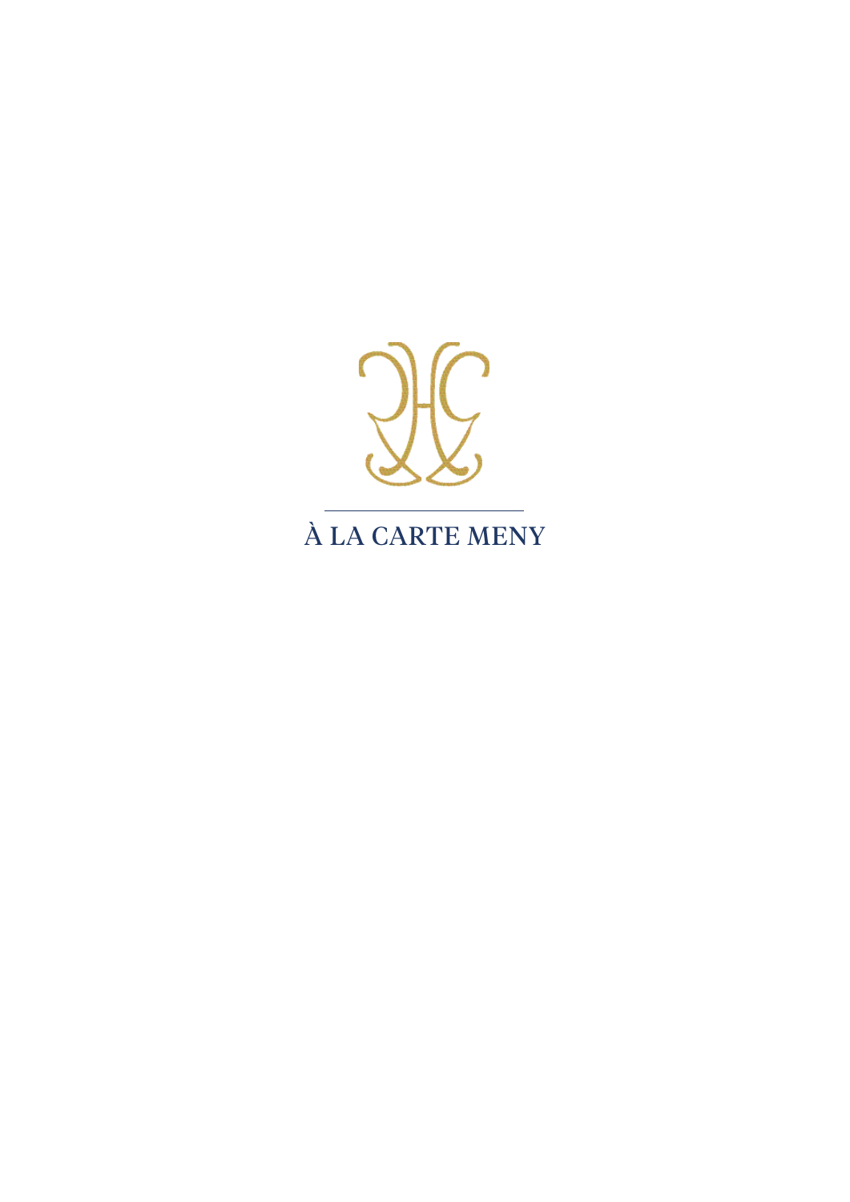# À LA CARTE MENY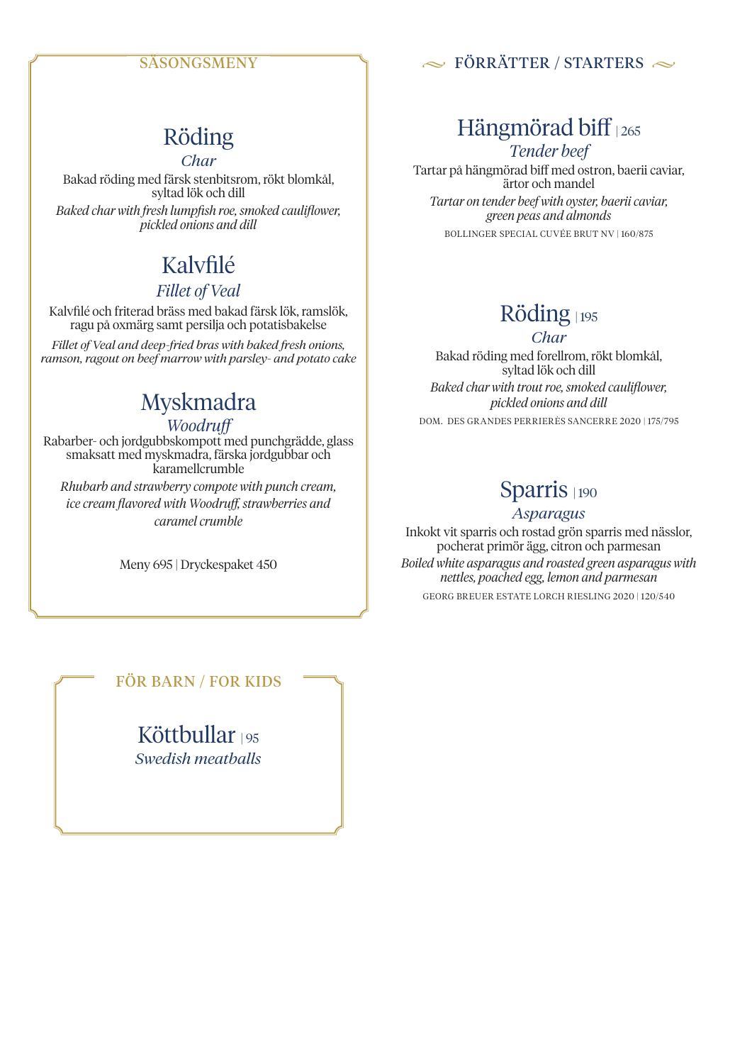## SÄSONGSMENY

### Röding

*Char*

Bakad röding med färsk stenbitsrom, rökt blomkål, syltad lök och dill

*Baked char with fresh lumpfish roe, smoked cauliflower, pickled onions and dill*

### Kalvfilé

*Fillet of Veal*

Kalvfilé och friterad bräss med bakad färsk lök, ramslök, ragu på oxmärg samt persilja och potatisbakelse

*Fillet of Veal and deep-fried bras with baked fresh onions, ramson, ragout on beef marrow with parsley- and potato cake*

### Myskmadra

*Woodruff*

Rabarber- och jordgubbskompott med punchgrädde, glass smaksatt med myskmadra, färska jordgubbar och karamellcrumble

*Rhubarb and strawberry compote with punch cream, ice cream flavored with Woodruff, strawberries and caramel crumble*

Meny 695 | Dryckespaket 450

## FÖRRÄTTER / STARTERS

### Hängmörad biff | 265

*Tender beef*

Tartar på hängmörad biff med ostron, baerii caviar, ärtor och mandel

*Tartar on tender beef with oyster, baerii caviar, green peas and almonds*

BOLLINGER SPECIAL CUVÉE BRUT NV | 160/875

### Röding | 195

*Char*

Bakad röding med forellrom, rökt blomkål, syltad lök och dill

*Baked char with trout roe, smoked cauliflower, pickled onions and dill*

DOM. DES GRANDES PERRIERÈS SANCERRE 2020 | 175/795

### Sparris | 190

*Asparagus*

Inkokt vit sparris och rostad grön sparris med nässlor, pocherat primör ägg, citron och parmesan

*Boiled white asparagus and roasted green asparagus with nettles, poached egg, lemon and parmesan*

GEORG BREUER ESTATE LORCH RIESLING 2020 | 120/540

## FÖR BARN / FOR KIDS

### Köttbullar | 95

*Swedish meatballs*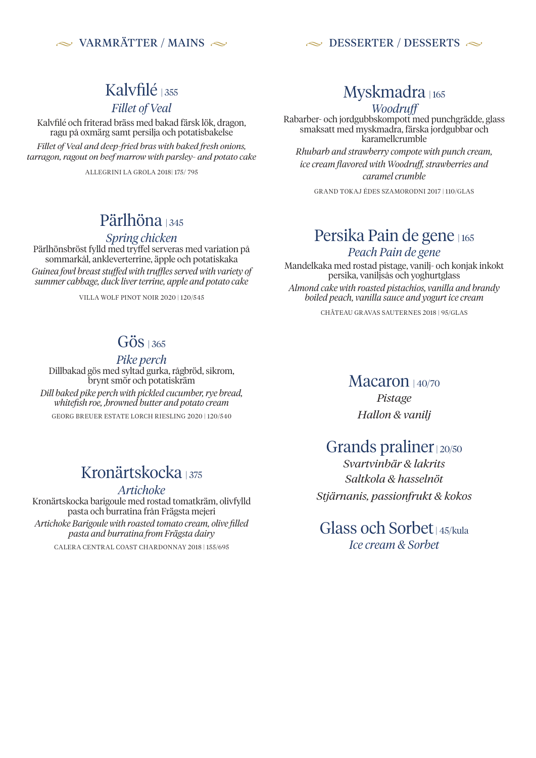## VARMRÄTTER / MAINS

### Kalvfilé | 355

*Fillet of Veal*

Kalvfilé och friterad bräss med bakad färsk lök, dragon, ragu på oxmärg samt persilja och potatisbakelse

*Fillet of Veal and deep-fried bras with baked fresh onions, tarragon, ragout on beef marrow with parsley- and potato cake*

ALLEGRINI LA GROLA 2018| 175/ 795

### Pärlhöna | 345

*Spring chicken*

Pärlhönsbröst fylld med tryffel serveras med variation på sommarkål, ankleverterrine, äpple och potatiskaka

*Guinea fowl breast stuffed with truffles served with variety of summer cabbage, duck liver terrine, apple and potato cake*

VILLA WOLF PINOT NOIR 2020 | 120/545

### Gös | 365

*Pike perch*

Dillbakad gös med syltad gurka, rågbröd, sikrom, brynt smör och potatiskräm

*Dill baked pike perch with pickled cucumber, rye bread, whitefish roe, ,browned butter and potato cream*

GEORG BREUER ESTATE LORCH RIESLING 2020 | 120/540

### Kronärtskocka | 375

*Artichoke*

Kronärtskocka barigoule med rostad tomatkräm, olivfylld pasta och burratina från Frägsta mejeri

*Artichoke Barigoule with roasted tomato cream, olive filled pasta and burratina from Frägsta dairy*

CALERA CENTRAL COAST CHARDONNAY 2018 | 155/695

## DESSERTER / DESSERTS

### Myskmadra | 165

*Woodruff*

Rabarber- och jordgubbskompott med punchgrädde, glass smaksatt med myskmadra, färska jordgubbar och karamellcrumble

*Rhubarb and strawberry compote with punch cream, ice cream flavored with Woodruff, strawberries and caramel crumble*

GRAND TOKAJ ÉDES SZAMORODNI 2017 | 110/GLAS

### Persika Pain de gene | 165

*Peach Pain de gene*

Mandelkaka med rostad pistage, vanilj- och konjak inkokt persika, vaniljsås och yoghurtglass

*Almond cake with roasted pistachios, vanilla and brandy boiled peach, vanilla sauce and yogurt ice cream*

CHÂTEAU GRAVAS SAUTERNES 2018 | 95/GLAS

### Macaron | 40/70

*Pistage*

*Hallon & vanilj*

### Grands praliner | 20/50

*Svartvinbär & lakrits*

*Saltkola & hasselnöt*

*Stjärnanis, passionfrukt & kokos*

### Glass och Sorbet | 45/kula

*Ice cream & Sorbet*